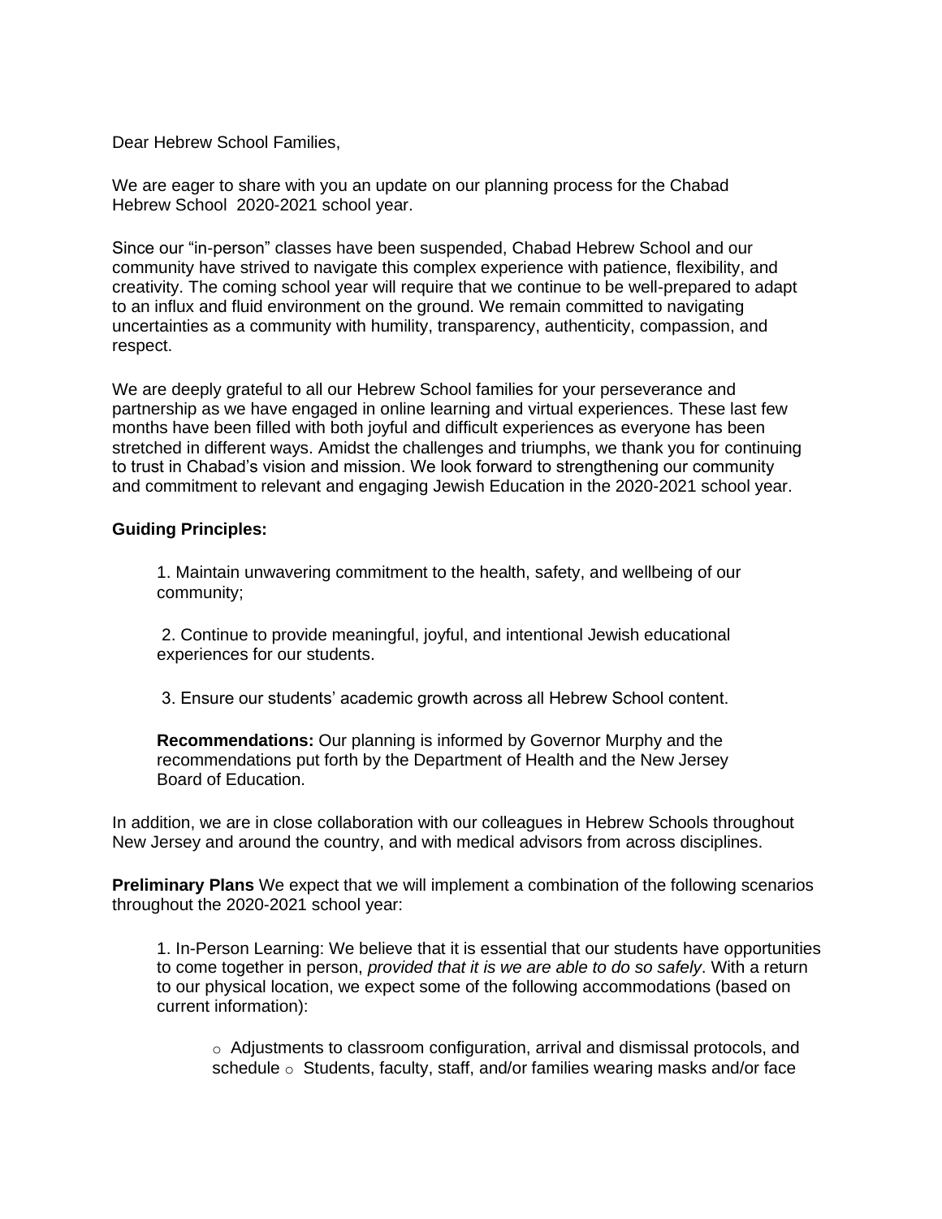Dear Hebrew School Families,

We are eager to share with you an update on our planning process for the Chabad Hebrew School 2020-2021 school year.

Since our “in-person” classes have been suspended, Chabad Hebrew School and our community have strived to navigate this complex experience with patience, flexibility, and creativity. The coming school year will require that we continue to be well-prepared to adapt to an influx and fluid environment on the ground. We remain committed to navigating uncertainties as a community with humility, transparency, authenticity, compassion, and respect.

We are deeply grateful to all our Hebrew School families for your perseverance and partnership as we have engaged in online learning and virtual experiences. These last few months have been filled with both joyful and difficult experiences as everyone has been stretched in different ways. Amidst the challenges and triumphs, we thank you for continuing to trust in Chabad’s vision and mission. We look forward to strengthening our community and commitment to relevant and engaging Jewish Education in the 2020-2021 school year.

**Guiding Principles:**

1. Maintain unwavering commitment to the health, safety, and wellbeing of our community;
2. Continue to provide meaningful, joyful, and intentional Jewish educational experiences for our students.
3. Ensure our students’ academic growth across all Hebrew School content.

**Recommendations:** Our planning is informed by Governor Murphy and the recommendations put forth by the Department of Health and the New Jersey Board of Education.

In addition, we are in close collaboration with our colleagues in Hebrew Schools throughout New Jersey and around the country, and with medical advisors from across disciplines.

**Preliminary Plans** We expect that we will implement a combination of the following scenarios throughout the 2020-2021 school year:

1. In-Person Learning: We believe that it is essential that our students have opportunities to come together in person, *provided that it is we are able to do so safely*. With a return to our physical location, we expect some of the following accommodations (based on current information):

    - Adjustments to classroom configuration, arrival and dismissal protocols, and schedule
    - Students, faculty, staff, and/or families wearing masks and/or face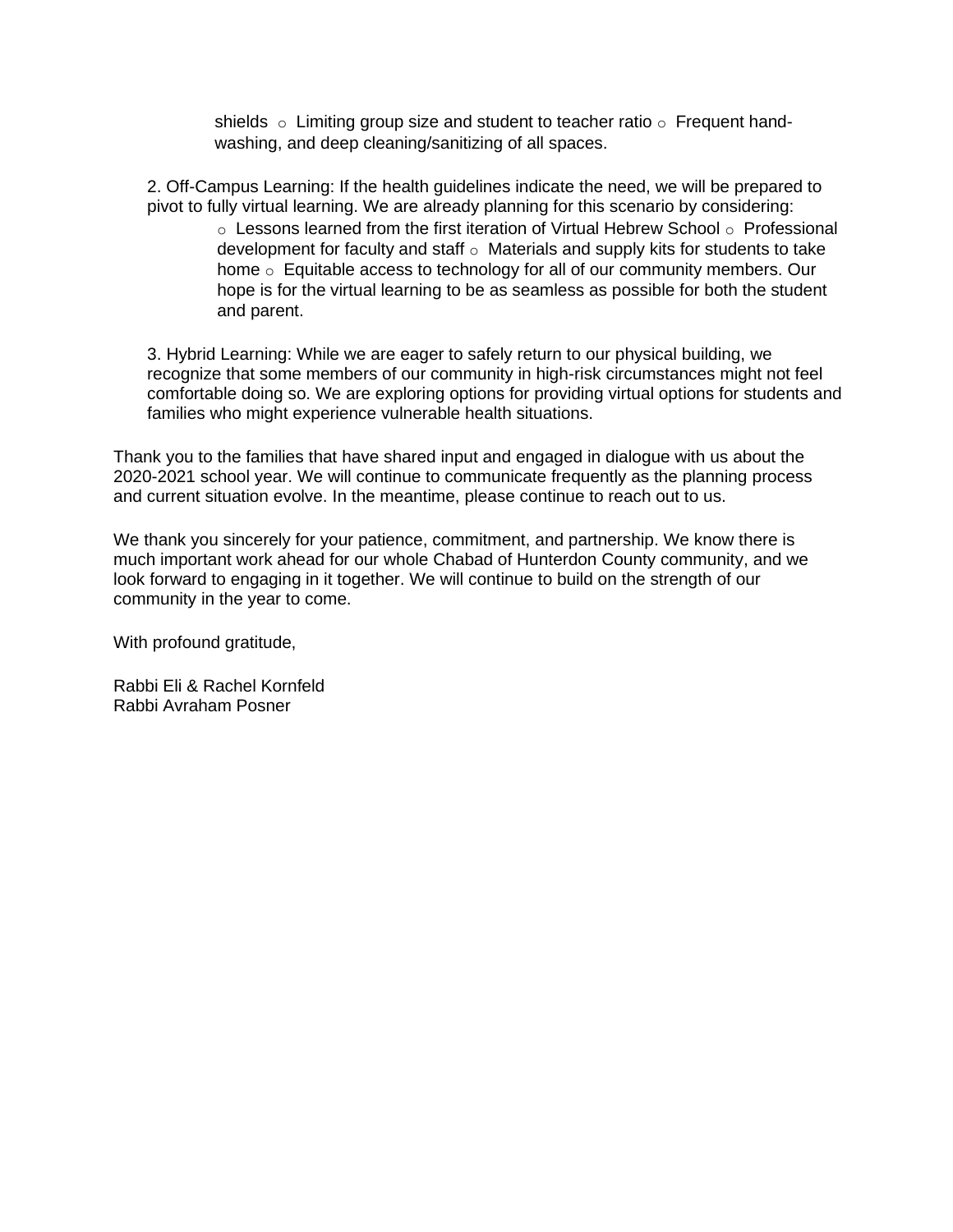shields ○ Limiting group size and student to teacher ratio ○ Frequent hand-washing, and deep cleaning/sanitizing of all spaces.

2. Off-Campus Learning: If the health guidelines indicate the need, we will be prepared to pivot to fully virtual learning. We are already planning for this scenario by considering:

   - Lessons learned from the first iteration of Virtual Hebrew School
   - Professional development for faculty and staff
   - Materials and supply kits for students to take home
   - Equitable access to technology for all of our community members. Our hope is for the virtual learning to be as seamless as possible for both the student and parent.

3. Hybrid Learning: While we are eager to safely return to our physical building, we recognize that some members of our community in high-risk circumstances might not feel comfortable doing so. We are exploring options for providing virtual options for students and families who might experience vulnerable health situations.

Thank you to the families that have shared input and engaged in dialogue with us about the 2020-2021 school year. We will continue to communicate frequently as the planning process and current situation evolve. In the meantime, please continue to reach out to us.

We thank you sincerely for your patience, commitment, and partnership. We know there is much important work ahead for our whole Chabad of Hunterdon County community, and we look forward to engaging in it together. We will continue to build on the strength of our community in the year to come.

With profound gratitude,

Rabbi Eli & Rachel Kornfeld
Rabbi Avraham Posner